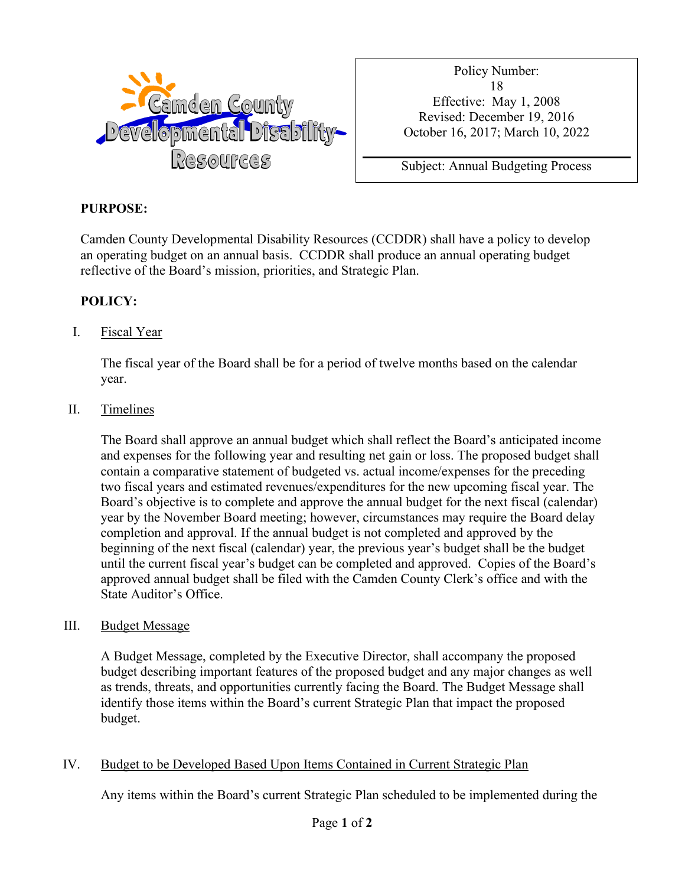Camden County Developmental Disability Resources

| Policy Number: 18 |
|---|
| Effective: May 1, 2008 |
| Revised: December 19, 2016 October 16, 2017; March 10, 2022 |
| Subject: Annual Budgeting Process |

**PURPOSE:**

Camden County Developmental Disability Resources (CCDDR) shall have a policy to develop an operating budget on an annual basis. CCDDR shall produce an annual operating budget reflective of the Board's mission, priorities, and Strategic Plan.

**POLICY:**

I. <u>Fiscal Year</u>

The fiscal year of the Board shall be for a period of twelve months based on the calendar year.

II. <u>Timelines</u>

The Board shall approve an annual budget which shall reflect the Board's anticipated income and expenses for the following year and resulting net gain or loss. The proposed budget shall contain a comparative statement of budgeted vs. actual income/expenses for the preceding two fiscal years and estimated revenues/expenditures for the new upcoming fiscal year. The Board's objective is to complete and approve the annual budget for the next fiscal (calendar) year by the November Board meeting; however, circumstances may require the Board delay completion and approval. If the annual budget is not completed and approved by the beginning of the next fiscal (calendar) year, the previous year's budget shall be the budget until the current fiscal year's budget can be completed and approved. Copies of the Board's approved annual budget shall be filed with the Camden County Clerk's office and with the State Auditor's Office.

III. <u>Budget Message</u>

A Budget Message, completed by the Executive Director, shall accompany the proposed budget describing important features of the proposed budget and any major changes as well as trends, threats, and opportunities currently facing the Board. The Budget Message shall identify those items within the Board's current Strategic Plan that impact the proposed budget.

IV. <u>Budget to be Developed Based Upon Items Contained in Current Strategic Plan</u>

Any items within the Board's current Strategic Plan scheduled to be implemented during the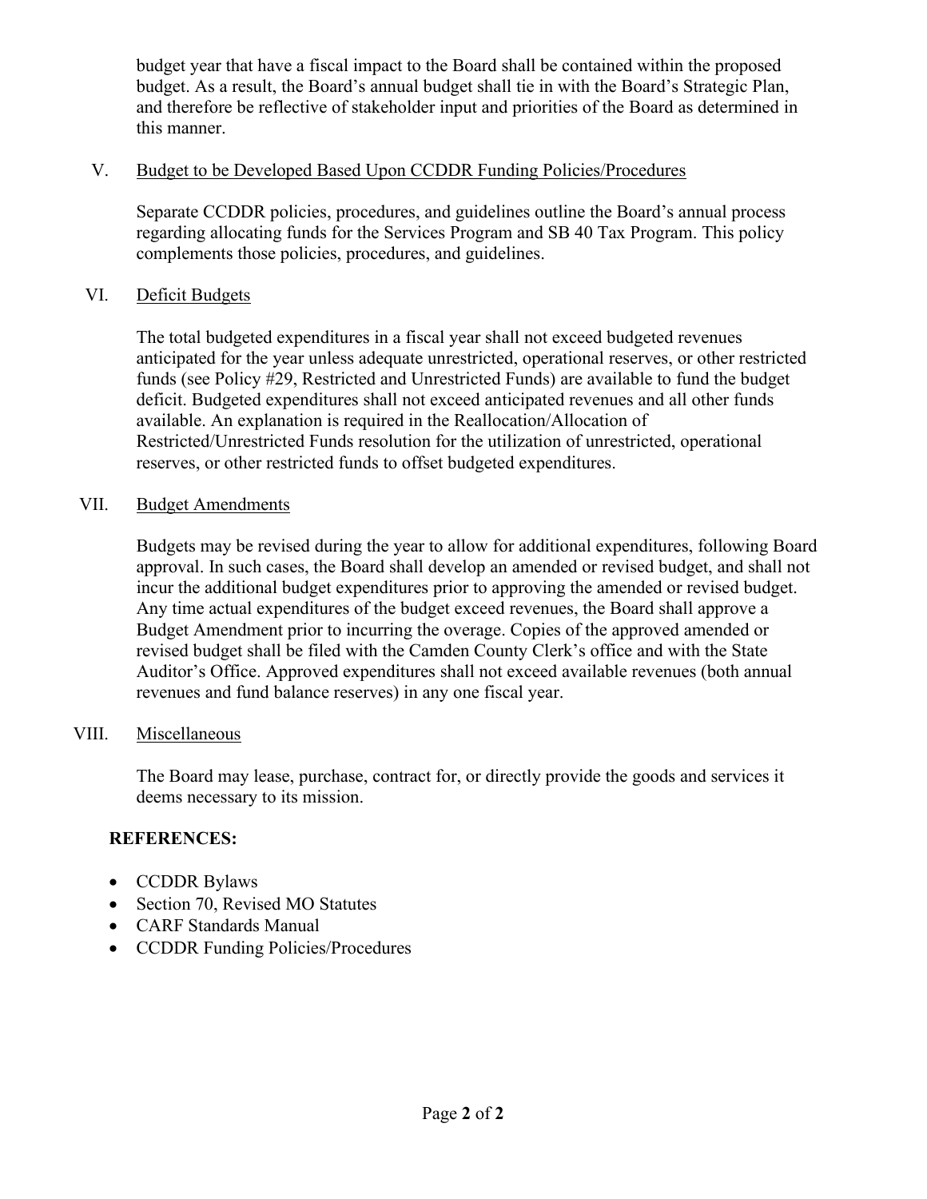budget year that have a fiscal impact to the Board shall be contained within the proposed budget. As a result, the Board's annual budget shall tie in with the Board's Strategic Plan, and therefore be reflective of stakeholder input and priorities of the Board as determined in this manner.

V. Budget to be Developed Based Upon CCDDR Funding Policies/Procedures

Separate CCDDR policies, procedures, and guidelines outline the Board's annual process regarding allocating funds for the Services Program and SB 40 Tax Program. This policy complements those policies, procedures, and guidelines.

VI. Deficit Budgets

The total budgeted expenditures in a fiscal year shall not exceed budgeted revenues anticipated for the year unless adequate unrestricted, operational reserves, or other restricted funds (see Policy #29, Restricted and Unrestricted Funds) are available to fund the budget deficit. Budgeted expenditures shall not exceed anticipated revenues and all other funds available. An explanation is required in the Reallocation/Allocation of Restricted/Unrestricted Funds resolution for the utilization of unrestricted, operational reserves, or other restricted funds to offset budgeted expenditures.

VII. Budget Amendments

Budgets may be revised during the year to allow for additional expenditures, following Board approval. In such cases, the Board shall develop an amended or revised budget, and shall not incur the additional budget expenditures prior to approving the amended or revised budget. Any time actual expenditures of the budget exceed revenues, the Board shall approve a Budget Amendment prior to incurring the overage. Copies of the approved amended or revised budget shall be filed with the Camden County Clerk's office and with the State Auditor's Office. Approved expenditures shall not exceed available revenues (both annual revenues and fund balance reserves) in any one fiscal year.

VIII. Miscellaneous

The Board may lease, purchase, contract for, or directly provide the goods and services it deems necessary to its mission.

**REFERENCES:**

- CCDDR Bylaws
- Section 70, Revised MO Statutes
- CARF Standards Manual
- CCDDR Funding Policies/Procedures